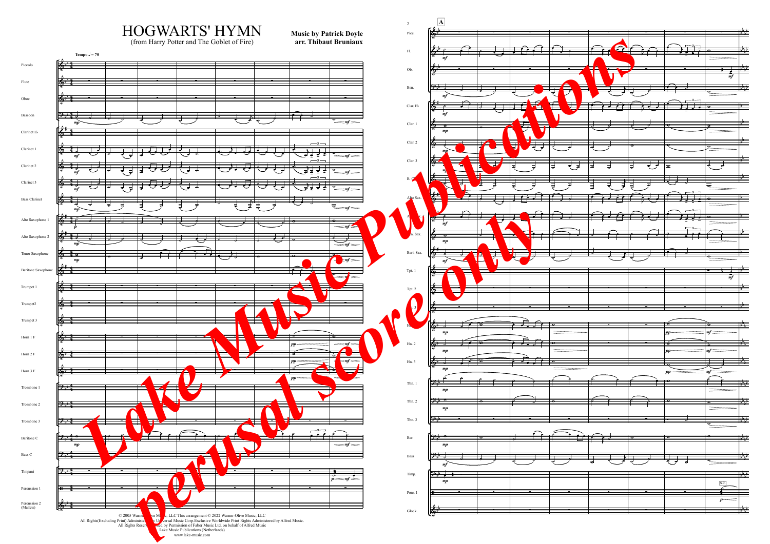# HOGWARTS' HYMN

(from Harry Potter and The Goblet of Fire)

**Music by Patrick Doyle**
**arr. Thibaut Bruniaux**

© 2005 Warner-Olive Music, LLC This arrangement © 2022 Warner-Olive Music, LLC
All Rights(Excluding Print) Administered by Universal Music Corp.Exclusive Worldwide Print Rights Administered by Alfred Music.
All Rights Reserved. Used by Permission of Faber Music Ltd. on behalf of Alfred Music
Lake Music Publications (Netherlands)
www.lake-music.com

Lake Music Publications
perusal score only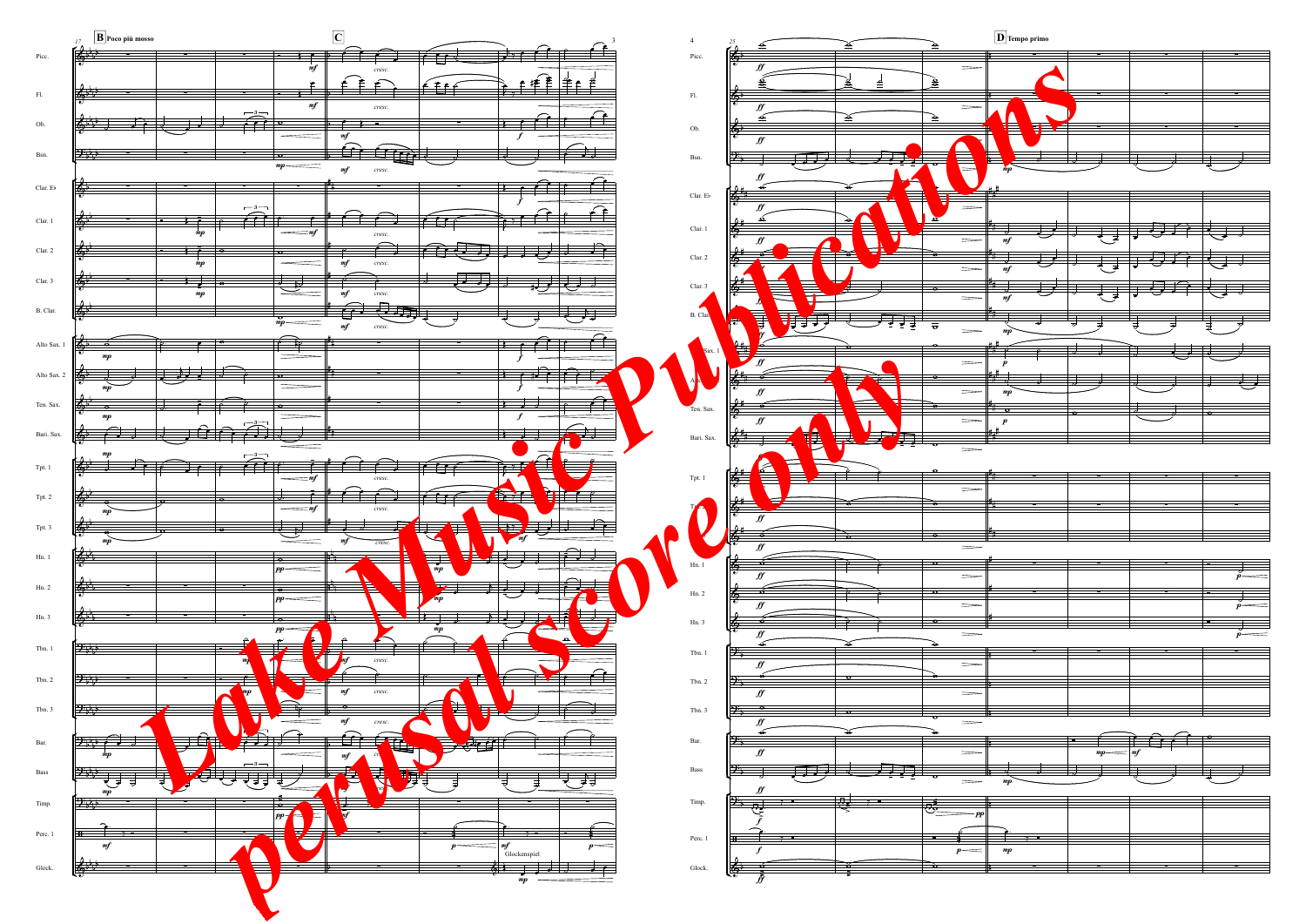**B** Poco più mosso

**C**

**D** Tempo primo

Lake Music Publications
perusal score only